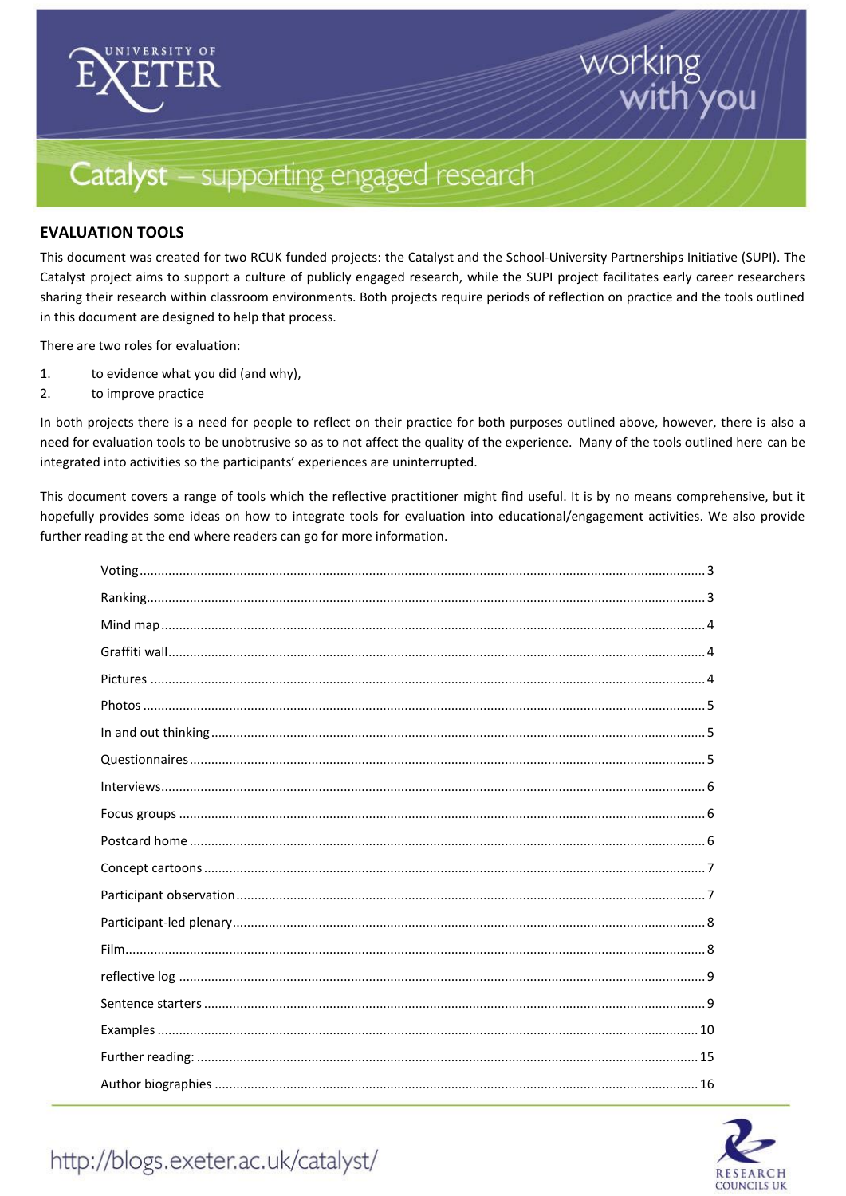University of Exeter — working with you

Catalyst – supporting engaged research

## EVALUATION TOOLS

This document was created for two RCUK funded projects: the Catalyst and the School-University Partnerships Initiative (SUPI). The Catalyst project aims to support a culture of publicly engaged research, while the SUPI project facilitates early career researchers sharing their research within classroom environments. Both projects require periods of reflection on practice and the tools outlined in this document are designed to help that process.

There are two roles for evaluation:

1. to evidence what you did (and why),
2. to improve practice

In both projects there is a need for people to reflect on their practice for both purposes outlined above, however, there is also a need for evaluation tools to be unobtrusive so as to not affect the quality of the experience. Many of the tools outlined here can be integrated into activities so the participants' experiences are uninterrupted.

This document covers a range of tools which the reflective practitioner might find useful. It is by no means comprehensive, but it hopefully provides some ideas on how to integrate tools for evaluation into educational/engagement activities. We also provide further reading at the end where readers can go for more information.

- Voting .......... 3
- Ranking .......... 3
- Mind map .......... 4
- Graffiti wall .......... 4
- Pictures .......... 4
- Photos .......... 5
- In and out thinking .......... 5
- Questionnaires .......... 5
- Interviews .......... 6
- Focus groups .......... 6
- Postcard home .......... 6
- Concept cartoons .......... 7
- Participant observation .......... 7
- Participant-led plenary .......... 8
- Film .......... 8
- reflective log .......... 9
- Sentence starters .......... 9
- Examples .......... 10
- Further reading: .......... 15
- Author biographies .......... 16

http://blogs.exeter.ac.uk/catalyst/

Research Councils UK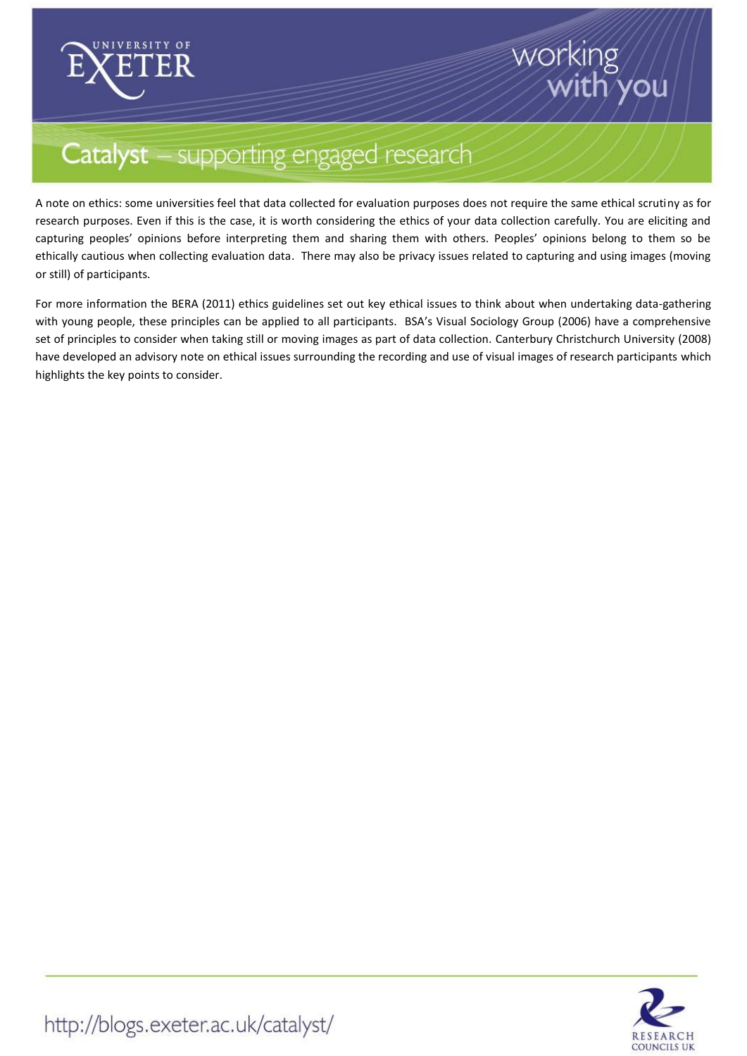A note on ethics: some universities feel that data collected for evaluation purposes does not require the same ethical scrutiny as for research purposes. Even if this is the case, it is worth considering the ethics of your data collection carefully. You are eliciting and capturing peoples' opinions before interpreting them and sharing them with others. Peoples' opinions belong to them so be ethically cautious when collecting evaluation data. There may also be privacy issues related to capturing and using images (moving or still) of participants.

For more information the BERA (2011) ethics guidelines set out key ethical issues to think about when undertaking data-gathering with young people, these principles can be applied to all participants. BSA's Visual Sociology Group (2006) have a comprehensive set of principles to consider when taking still or moving images as part of data collection. Canterbury Christchurch University (2008) have developed an advisory note on ethical issues surrounding the recording and use of visual images of research participants which highlights the key points to consider.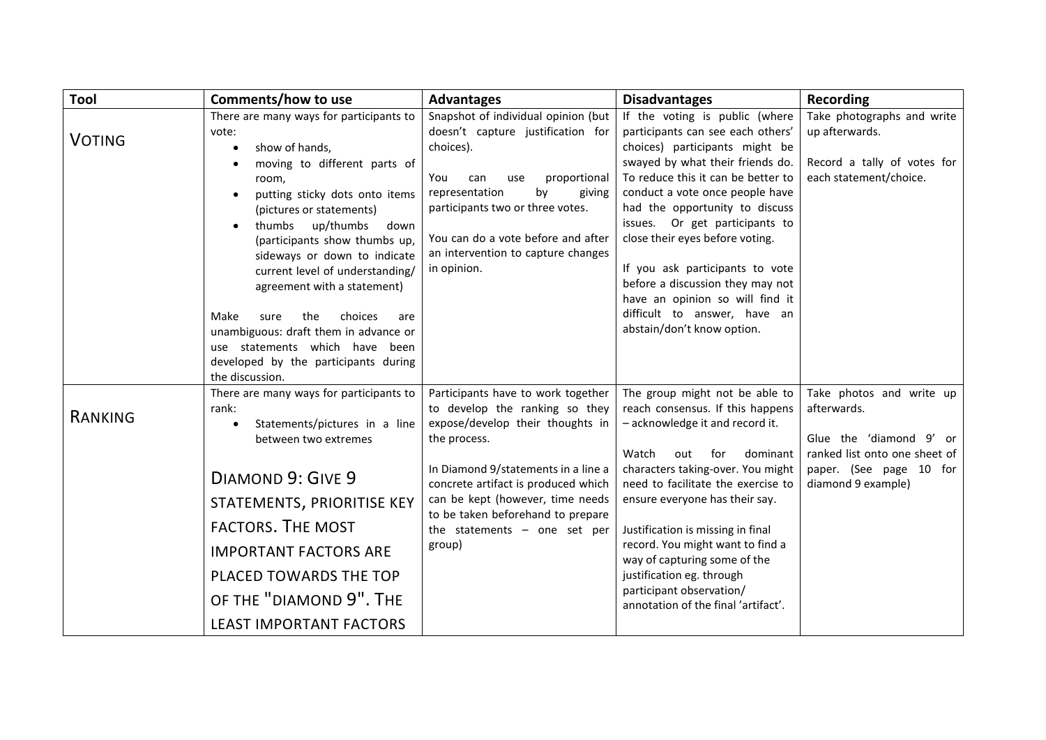| Tool | Comments/how to use | Advantages | Disadvantages | Recording |
| --- | --- | --- | --- | --- |
| VOTING | There are many ways for participants to vote:<br>• show of hands,<br>• moving to different parts of room,<br>• putting sticky dots onto items (pictures or statements)<br>• thumbs up/thumbs down (participants show thumbs up, sideways or down to indicate current level of understanding/ agreement with a statement)<br><br>Make sure the choices are unambiguous: draft them in advance or use statements which have been developed by the participants during the discussion. | Snapshot of individual opinion (but doesn't capture justification for choices).<br><br>You can use proportional representation by giving participants two or three votes.<br><br>You can do a vote before and after an intervention to capture changes in opinion. | If the voting is public (where participants can see each others' choices) participants might be swayed by what their friends do. To reduce this it can be better to conduct a vote once people have had the opportunity to discuss issues. Or get participants to close their eyes before voting.<br><br>If you ask participants to vote before a discussion they may not have an opinion so will find it difficult to answer, have an abstain/don't know option. | Take photographs and write up afterwards.<br><br>Record a tally of votes for each statement/choice. |
| RANKING | There are many ways for participants to rank:<br>• Statements/pictures in a line between two extremes<br><br>DIAMOND 9: GIVE 9 STATEMENTS, PRIORITISE KEY FACTORS. THE MOST IMPORTANT FACTORS ARE PLACED TOWARDS THE TOP OF THE "DIAMOND 9". THE LEAST IMPORTANT FACTORS | Participants have to work together to develop the ranking so they expose/develop their thoughts in the process.<br><br>In Diamond 9/statements in a line a concrete artifact is produced which can be kept (however, time needs to be taken beforehand to prepare the statements – one set per group) | The group might not be able to reach consensus. If this happens – acknowledge it and record it.<br><br>Watch out for dominant characters taking-over. You might need to facilitate the exercise to ensure everyone has their say.<br><br>Justification is missing in final record. You might want to find a way of capturing some of the justification eg. through participant observation/ annotation of the final 'artifact'. | Take photos and write up afterwards.<br><br>Glue the 'diamond 9' or ranked list onto one sheet of paper. (See page 10 for diamond 9 example) |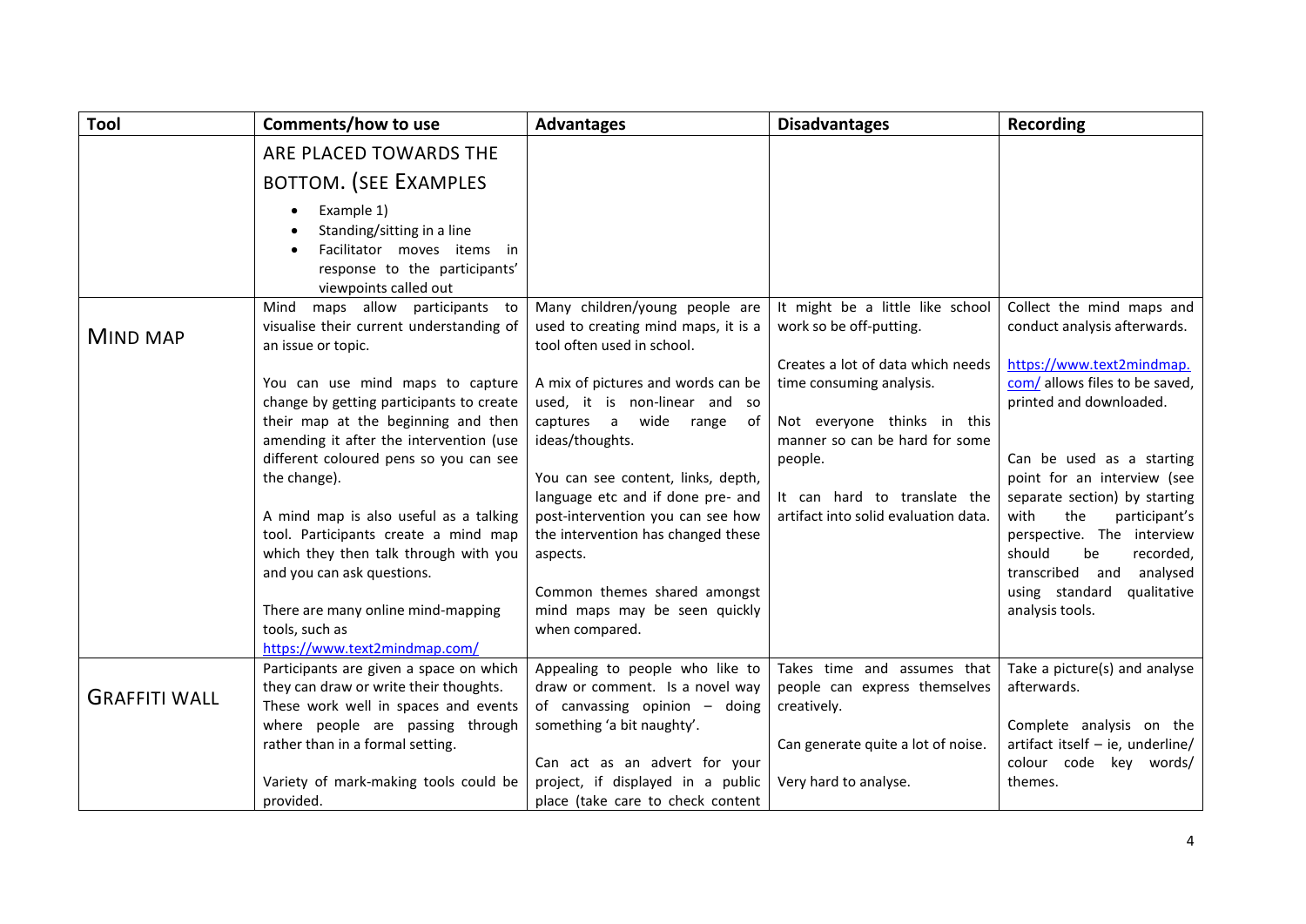| Tool | Comments/how to use | Advantages | Disadvantages | Recording |
|---|---|---|---|---|
| | ARE PLACED TOWARDS THE BOTTOM. (SEE EXAMPLES<br>• Example 1)<br>• Standing/sitting in a line<br>• Facilitator moves items in response to the participants' viewpoints called out | | | |
| MIND MAP | Mind maps allow participants to visualise their current understanding of an issue or topic.<br><br>You can use mind maps to capture change by getting participants to create their map at the beginning and then amending it after the intervention (use different coloured pens so you can see the change).<br><br>A mind map is also useful as a talking tool. Participants create a mind map which they then talk through with you and you can ask questions.<br><br>There are many online mind-mapping tools, such as https://www.text2mindmap.com/ | Many children/young people are used to creating mind maps, it is a tool often used in school.<br><br>A mix of pictures and words can be used, it is non-linear and so captures a wide range of ideas/thoughts.<br><br>You can see content, links, depth, language etc and if done pre- and post-intervention you can see how the intervention has changed these aspects.<br><br>Common themes shared amongst mind maps may be seen quickly when compared. | It might be a little like school work so be off-putting.<br><br>Creates a lot of data which needs time consuming analysis.<br><br>Not everyone thinks in this manner so can be hard for some people.<br><br>It can hard to translate the artifact into solid evaluation data. | Collect the mind maps and conduct analysis afterwards.<br><br>https://www.text2mindmap.com/ allows files to be saved, printed and downloaded.<br><br>Can be used as a starting point for an interview (see separate section) by starting with the participant's perspective. The interview should be recorded, transcribed and analysed using standard qualitative analysis tools. |
| GRAFFITI WALL | Participants are given a space on which they can draw or write their thoughts. These work well in spaces and events where people are passing through rather than in a formal setting.<br><br>Variety of mark-making tools could be provided. | Appealing to people who like to draw or comment. Is a novel way of canvassing opinion – doing something 'a bit naughty'.<br><br>Can act as an advert for your project, if displayed in a public place (take care to check content | Takes time and assumes that people can express themselves creatively.<br><br>Can generate quite a lot of noise.<br><br>Very hard to analyse. | Take a picture(s) and analyse afterwards.<br><br>Complete analysis on the artifact itself – ie, underline/ colour code key words/ themes. |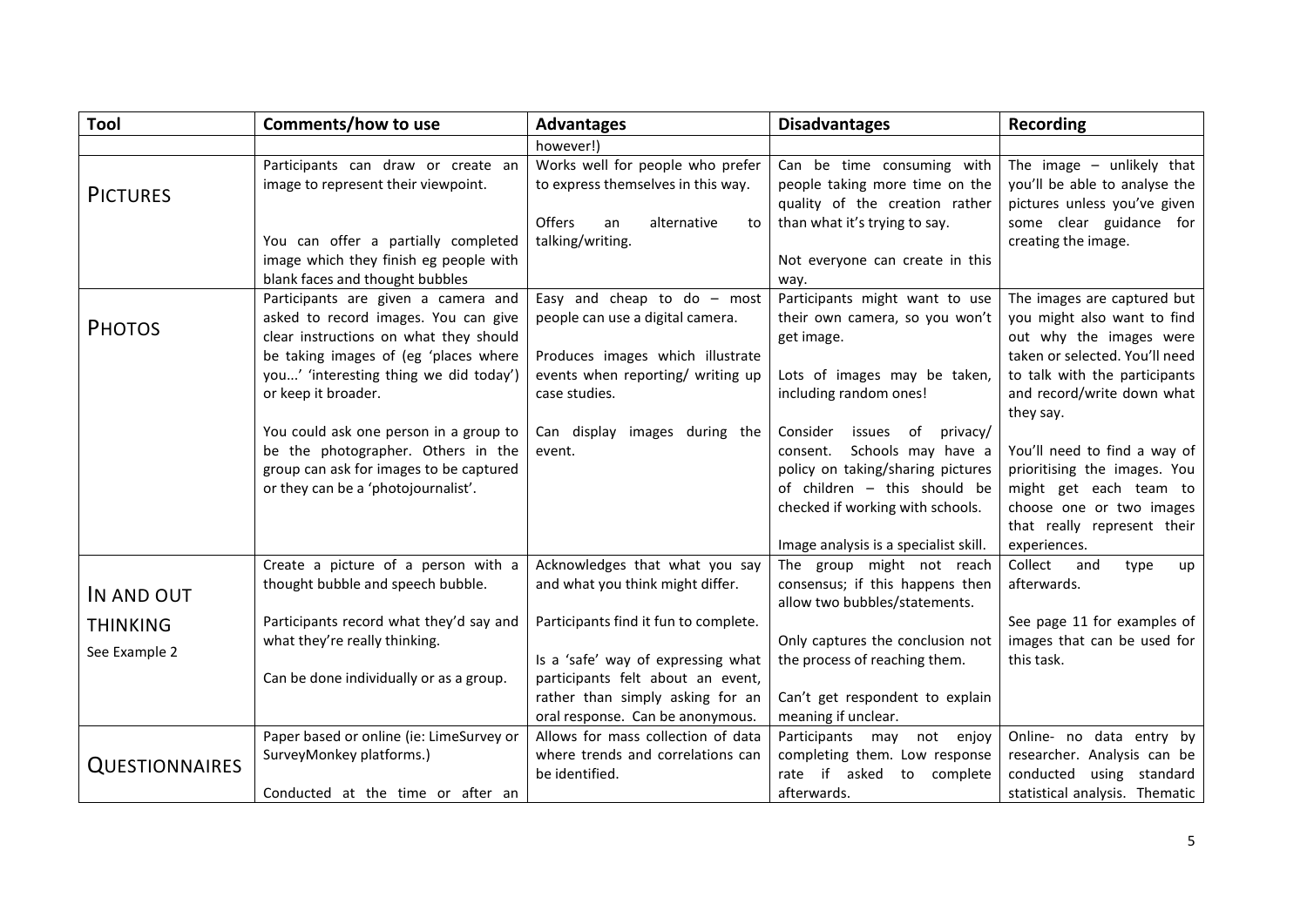| Tool | Comments/how to use | Advantages | Disadvantages | Recording |
|---|---|---|---|---|
| | | however!) | | |
| PICTURES | Participants can draw or create an image to represent their viewpoint.<br><br>You can offer a partially completed image which they finish eg people with blank faces and thought bubbles | Works well for people who prefer to express themselves in this way.<br><br>Offers an alternative to talking/writing. | Can be time consuming with people taking more time on the quality of the creation rather than what it's trying to say.<br><br>Not everyone can create in this way. | The image – unlikely that you'll be able to analyse the pictures unless you've given some clear guidance for creating the image. |
| PHOTOS | Participants are given a camera and asked to record images. You can give clear instructions on what they should be taking images of (eg 'places where you...' 'interesting thing we did today') or keep it broader.<br><br>You could ask one person in a group to be the photographer. Others in the group can ask for images to be captured or they can be a 'photojournalist'. | Easy and cheap to do – most people can use a digital camera.<br><br>Produces images which illustrate events when reporting/ writing up case studies.<br><br>Can display images during the event. | Participants might want to use their own camera, so you won't get image.<br><br>Lots of images may be taken, including random ones!<br><br>Consider issues of privacy/ consent. Schools may have a policy on taking/sharing pictures of children – this should be checked if working with schools.<br><br>Image analysis is a specialist skill. | The images are captured but you might also want to find out why the images were taken or selected. You'll need to talk with the participants and record/write down what they say.<br><br>You'll need to find a way of prioritising the images. You might get each team to choose one or two images that really represent their experiences. |
| IN AND OUT THINKING<br><br>See Example 2 | Create a picture of a person with a thought bubble and speech bubble.<br><br>Participants record what they'd say and what they're really thinking.<br><br>Can be done individually or as a group. | Acknowledges that what you say and what you think might differ.<br><br>Participants find it fun to complete.<br><br>Is a 'safe' way of expressing what participants felt about an event, rather than simply asking for an oral response. Can be anonymous. | The group might not reach consensus; if this happens then allow two bubbles/statements.<br><br>Only captures the conclusion not the process of reaching them.<br><br>Can't get respondent to explain meaning if unclear. | Collect and type up afterwards.<br><br>See page 11 for examples of images that can be used for this task. |
| QUESTIONNAIRES | Paper based or online (ie: LimeSurvey or SurveyMonkey platforms.)<br><br>Conducted at the time or after an | Allows for mass collection of data where trends and correlations can be identified. | Participants may not enjoy completing them. Low response rate if asked to complete afterwards. | Online- no data entry by researcher. Analysis can be conducted using standard statistical analysis. Thematic |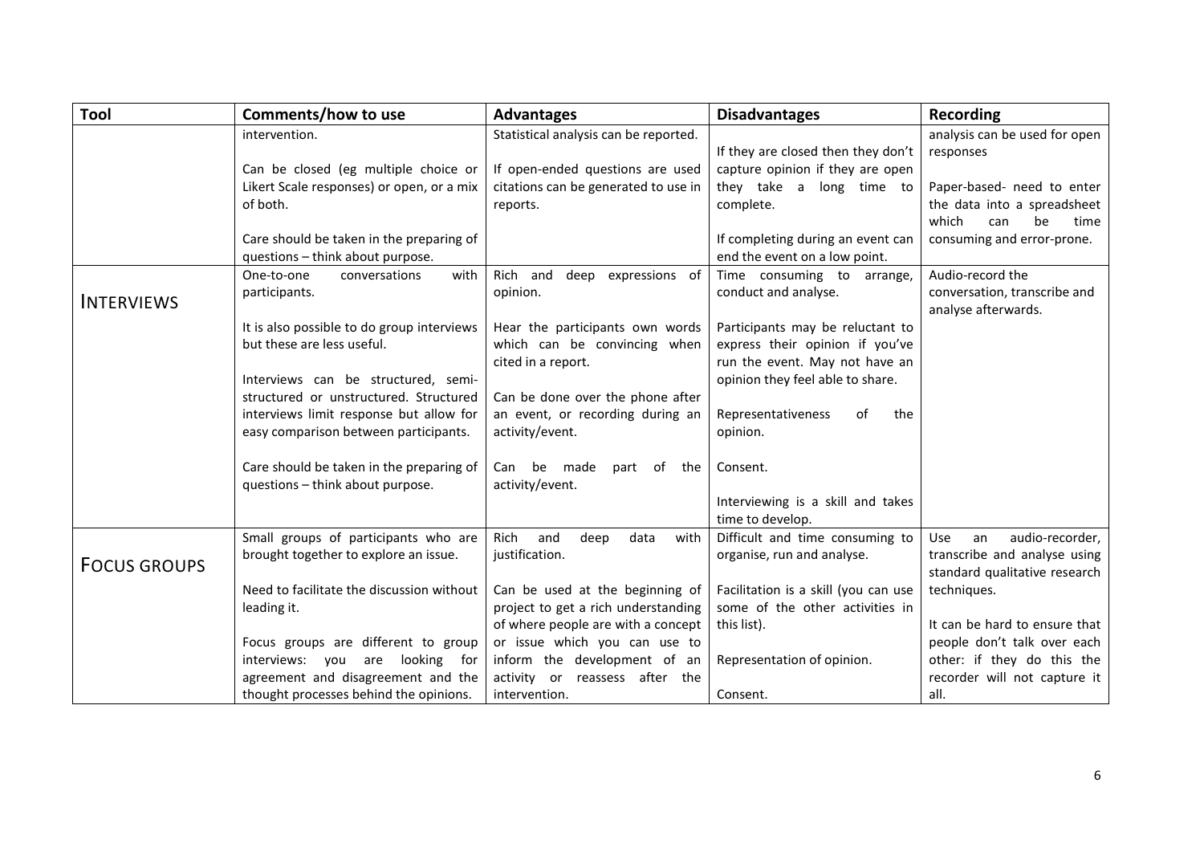| Tool | Comments/how to use | Advantages | Disadvantages | Recording |
|---|---|---|---|---|
| | intervention.<br><br>Can be closed (eg multiple choice or Likert Scale responses) or open, or a mix of both.<br><br>Care should be taken in the preparing of questions – think about purpose. | Statistical analysis can be reported.<br><br>If open-ended questions are used citations can be generated to use in reports. | If they are closed then they don't capture opinion if they are open they take a long time to complete.<br><br>If completing during an event can end the event on a low point. | analysis can be used for open responses<br><br>Paper-based- need to enter the data into a spreadsheet which can be time consuming and error-prone. |
| INTERVIEWS | One-to-one conversations with participants.<br><br>It is also possible to do group interviews but these are less useful.<br><br>Interviews can be structured, semi-structured or unstructured. Structured interviews limit response but allow for easy comparison between participants.<br><br>Care should be taken in the preparing of questions – think about purpose. | Rich and deep expressions of opinion.<br><br>Hear the participants own words which can be convincing when cited in a report.<br><br>Can be done over the phone after an event, or recording during an activity/event.<br><br>Can be made part of the activity/event. | Time consuming to arrange, conduct and analyse.<br><br>Participants may be reluctant to express their opinion if you've run the event. May not have an opinion they feel able to share.<br><br>Representativeness of the opinion.<br><br>Consent.<br><br>Interviewing is a skill and takes time to develop. | Audio-record the conversation, transcribe and analyse afterwards. |
| FOCUS GROUPS | Small groups of participants who are brought together to explore an issue.<br><br>Need to facilitate the discussion without leading it.<br><br>Focus groups are different to group interviews: you are looking for agreement and disagreement and the thought processes behind the opinions. | Rich and deep data with justification.<br><br>Can be used at the beginning of project to get a rich understanding of where people are with a concept or issue which you can use to inform the development of an activity or reassess after the intervention. | Difficult and time consuming to organise, run and analyse.<br><br>Facilitation is a skill (you can use some of the other activities in this list).<br><br>Representation of opinion.<br><br>Consent. | Use an audio-recorder, transcribe and analyse using standard qualitative research techniques.<br><br>It can be hard to ensure that people don't talk over each other: if they do this the recorder will not capture it all. |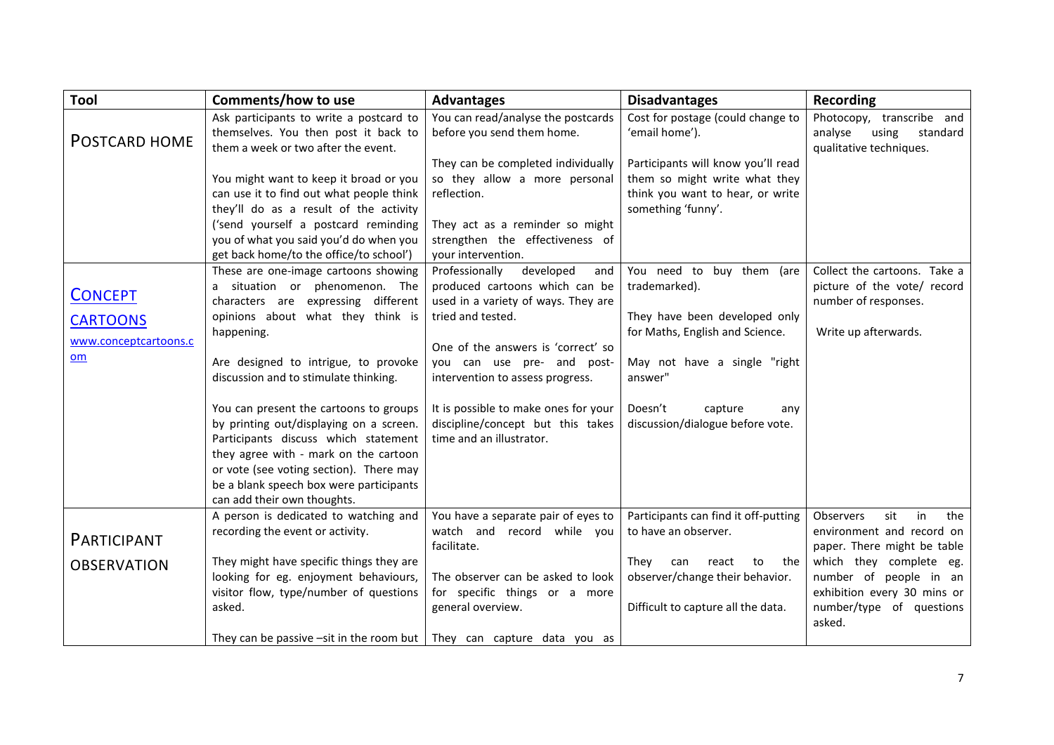| Tool | Comments/how to use | Advantages | Disadvantages | Recording |
|---|---|---|---|---|
| POSTCARD HOME | Ask participants to write a postcard to themselves. You then post it back to them a week or two after the event.<br><br>You might want to keep it broad or you can use it to find out what people think they'll do as a result of the activity ('send yourself a postcard reminding you of what you said you'd do when you get back home/to the office/to school') | You can read/analyse the postcards before you send them home.<br><br>They can be completed individually so they allow a more personal reflection.<br><br>They act as a reminder so might strengthen the effectiveness of your intervention. | Cost for postage (could change to 'email home').<br><br>Participants will know you'll read them so might write what they think you want to hear, or write something 'funny'. | Photocopy, transcribe and analyse using standard qualitative techniques. |
| [CONCEPT CARTOONS](www.conceptcartoons.com)<br>www.conceptcartoons.com | These are one-image cartoons showing a situation or phenomenon. The characters are expressing different opinions about what they think is happening.<br><br>Are designed to intrigue, to provoke discussion and to stimulate thinking.<br><br>You can present the cartoons to groups by printing out/displaying on a screen. Participants discuss which statement they agree with - mark on the cartoon or vote (see voting section). There may be a blank speech box were participants can add their own thoughts. | Professionally developed and produced cartoons which can be used in a variety of ways. They are tried and tested.<br><br>One of the answers is 'correct' so you can use pre- and post-intervention to assess progress.<br><br>It is possible to make ones for your discipline/concept but this takes time and an illustrator. | You need to buy them (are trademarked).<br><br>They have been developed only for Maths, English and Science.<br><br>May not have a single "right answer"<br><br>Doesn't capture any discussion/dialogue before vote. | Collect the cartoons. Take a picture of the vote/ record number of responses.<br><br>Write up afterwards. |
| PARTICIPANT OBSERVATION | A person is dedicated to watching and recording the event or activity.<br><br>They might have specific things they are looking for eg. enjoyment behaviours, visitor flow, type/number of questions asked.<br><br>They can be passive –sit in the room but | You have a separate pair of eyes to watch and record while you facilitate.<br><br>The observer can be asked to look for specific things or a more general overview.<br><br>They can capture data you as | Participants can find it off-putting to have an observer.<br><br>They can react to the observer/change their behavior.<br><br>Difficult to capture all the data. | Observers sit in the environment and record on paper. There might be table which they complete eg. number of people in an exhibition every 30 mins or number/type of questions asked. |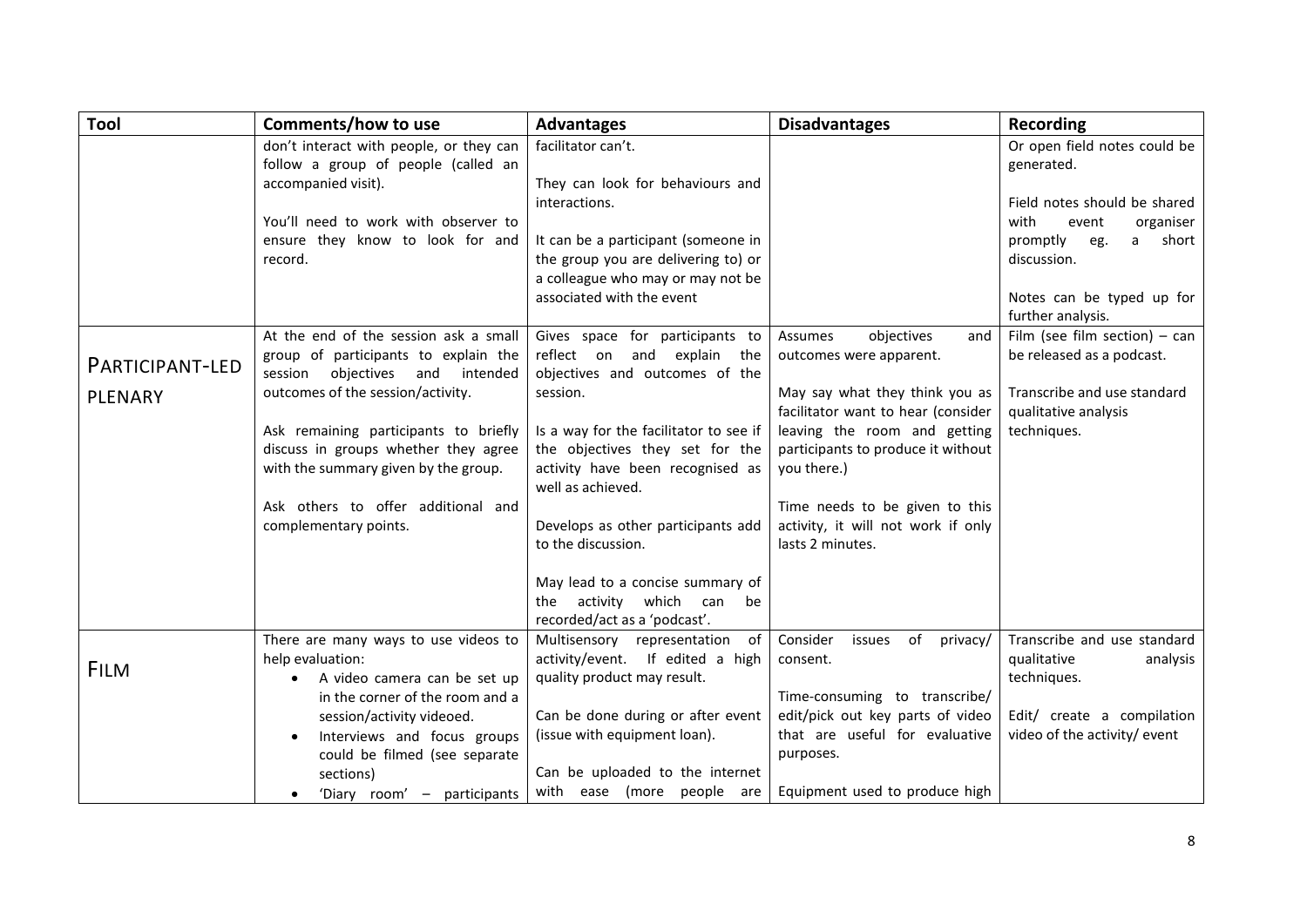| Tool | Comments/how to use | Advantages | Disadvantages | Recording |
|---|---|---|---|---|
| | don't interact with people, or they can follow a group of people (called an accompanied visit).<br><br>You'll need to work with observer to ensure they know to look for and record. | facilitator can't.<br><br>They can look for behaviours and interactions.<br><br>It can be a participant (someone in the group you are delivering to) or a colleague who may or may not be associated with the event | | Or open field notes could be generated.<br><br>Field notes should be shared with event organiser promptly eg. a short discussion.<br><br>Notes can be typed up for further analysis. |
| PARTICIPANT-LED PLENARY | At the end of the session ask a small group of participants to explain the session objectives and intended outcomes of the session/activity.<br><br>Ask remaining participants to briefly discuss in groups whether they agree with the summary given by the group.<br><br>Ask others to offer additional and complementary points. | Gives space for participants to reflect on and explain the objectives and outcomes of the session.<br><br>Is a way for the facilitator to see if the objectives they set for the activity have been recognised as well as achieved.<br><br>Develops as other participants add to the discussion.<br><br>May lead to a concise summary of the activity which can be recorded/act as a 'podcast'. | Assumes objectives and outcomes were apparent.<br><br>May say what they think you as facilitator want to hear (consider leaving the room and getting participants to produce it without you there.)<br><br>Time needs to be given to this activity, it will not work if only lasts 2 minutes. | Film (see film section) – can be released as a podcast.<br><br>Transcribe and use standard qualitative analysis techniques. |
| FILM | There are many ways to use videos to help evaluation:<br>• A video camera can be set up in the corner of the room and a session/activity videoed.<br>• Interviews and focus groups could be filmed (see separate sections)<br>• 'Diary room' – participants | Multisensory representation of activity/event. If edited a high quality product may result.<br><br>Can be done during or after event (issue with equipment loan).<br><br>Can be uploaded to the internet with ease (more people are | Consider issues of privacy/ consent.<br><br>Time-consuming to transcribe/ edit/pick out key parts of video that are useful for evaluative purposes.<br><br>Equipment used to produce high | Transcribe and use standard qualitative analysis techniques.<br><br>Edit/ create a compilation video of the activity/ event |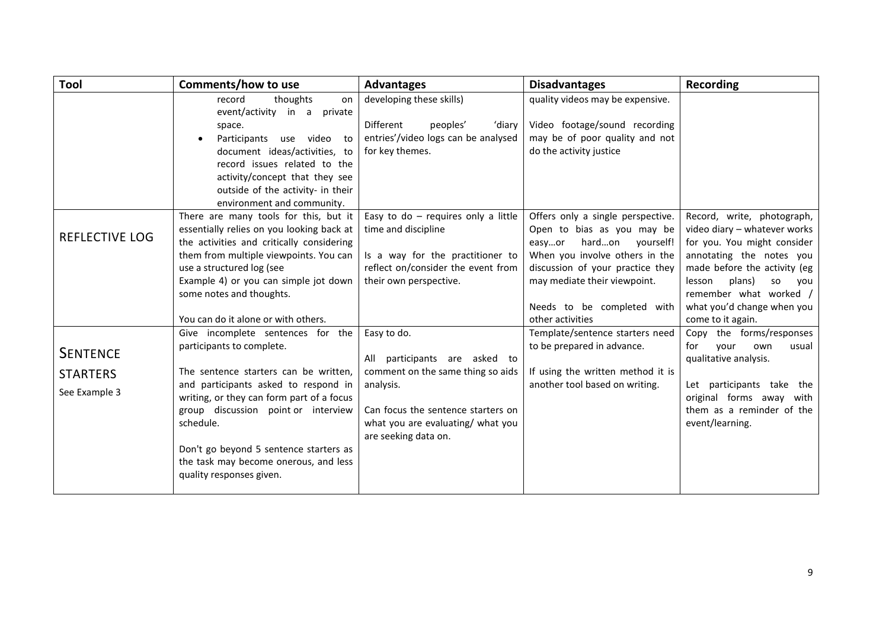| Tool | Comments/how to use | Advantages | Disadvantages | Recording |
|---|---|---|---|---|
| | record thoughts on event/activity in a private space.<br>• Participants use video to document ideas/activities, to record issues related to the activity/concept that they see outside of the activity- in their environment and community. | developing these skills)<br><br>Different peoples' 'diary entries'/video logs can be analysed for key themes. | quality videos may be expensive.<br><br>Video footage/sound recording may be of poor quality and not do the activity justice | |
| REFLECTIVE LOG | There are many tools for this, but it essentially relies on you looking back at the activities and critically considering them from multiple viewpoints. You can use a structured log (see Example 4) or you can simple jot down some notes and thoughts.<br><br>You can do it alone or with others. | Easy to do – requires only a little time and discipline<br><br>Is a way for the practitioner to reflect on/consider the event from their own perspective. | Offers only a single perspective. Open to bias as you may be easy…or hard…on yourself! When you involve others in the discussion of your practice they may mediate their viewpoint.<br><br>Needs to be completed with other activities | Record, write, photograph, video diary – whatever works for you. You might consider annotating the notes you made before the activity (eg lesson plans) so you remember what worked / what you'd change when you come to it again. |
| SENTENCE STARTERS<br><br>See Example 3 | Give incomplete sentences for the participants to complete.<br><br>The sentence starters can be written, and participants asked to respond in writing, or they can form part of a focus group discussion point or interview schedule.<br><br>Don't go beyond 5 sentence starters as the task may become onerous, and less quality responses given. | Easy to do.<br><br>All participants are asked to comment on the same thing so aids analysis.<br><br>Can focus the sentence starters on what you are evaluating/ what you are seeking data on. | Template/sentence starters need to be prepared in advance.<br><br>If using the written method it is another tool based on writing. | Copy the forms/responses for your own usual qualitative analysis.<br><br>Let participants take the original forms away with them as a reminder of the event/learning. |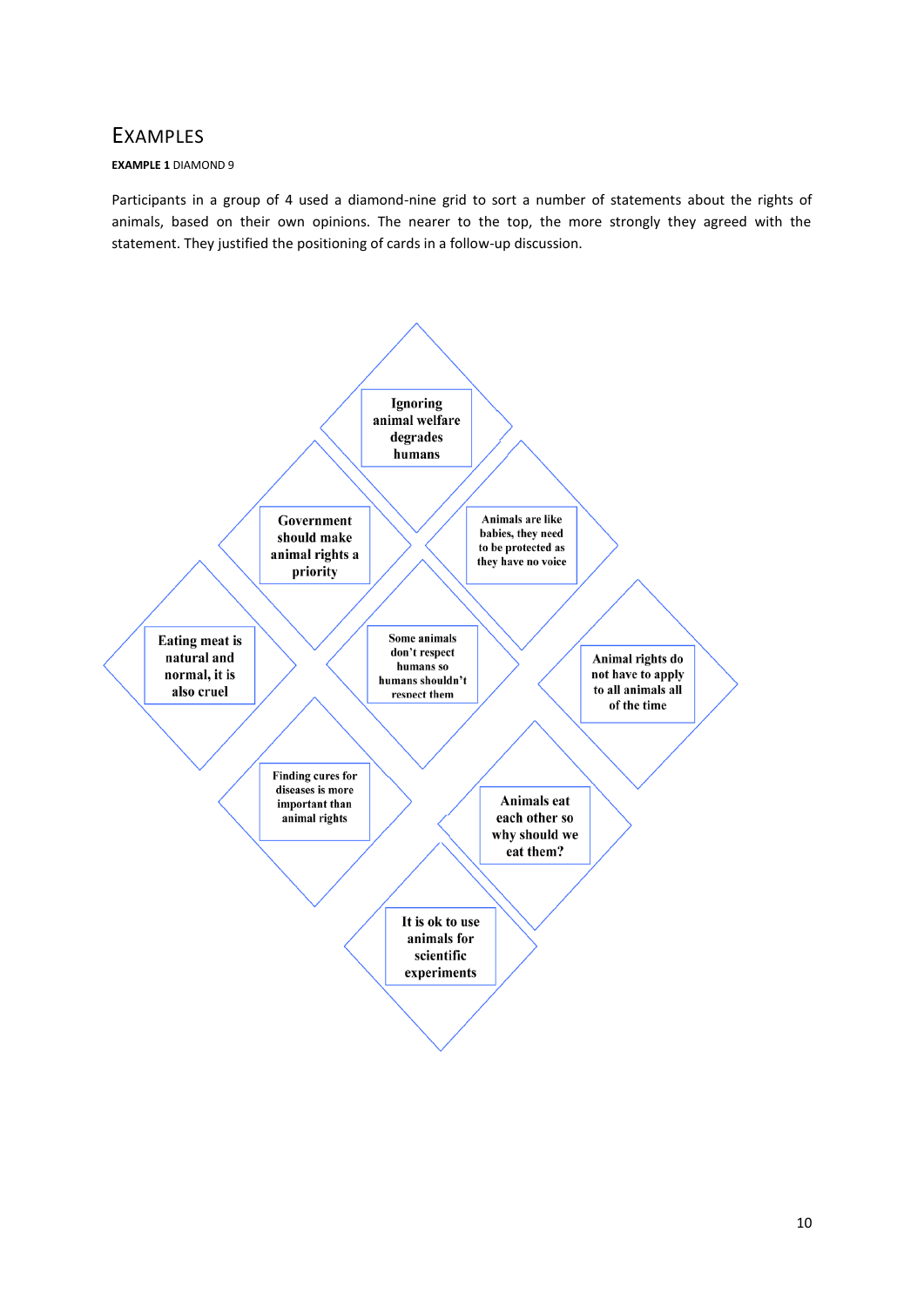# Examples

**EXAMPLE 1** DIAMOND 9

Participants in a group of 4 used a diamond-nine grid to sort a number of statements about the rights of animals, based on their own opinions. The nearer to the top, the more strongly they agreed with the statement. They justified the positioning of cards in a follow-up discussion.

Ignoring animal welfare degrades humans

Government should make animal rights a priority

Animals are like babies, they need to be protected as they have no voice

Eating meat is natural and normal, it is also cruel

Some animals don't respect humans so humans shouldn't respect them

Animal rights do not have to apply to all animals all of the time

Finding cures for diseases is more important than animal rights

Animals eat each other so why should we eat them?

It is ok to use animals for scientific experiments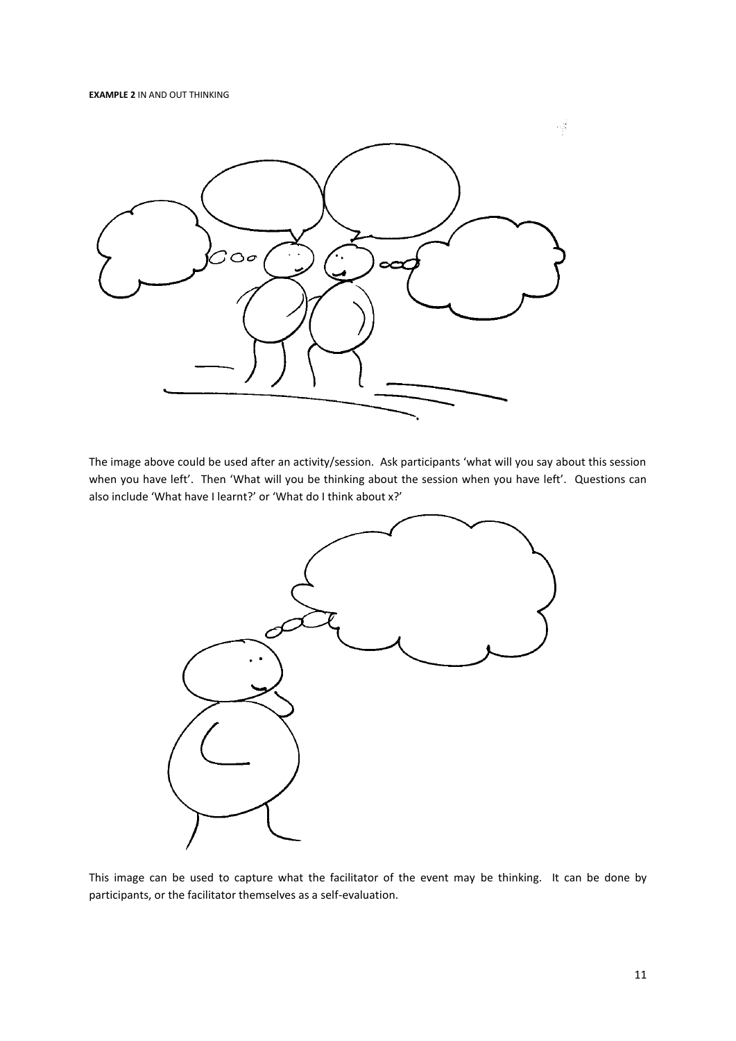**EXAMPLE 2** IN AND OUT THINKING

The image above could be used after an activity/session. Ask participants 'what will you say about this session when you have left'. Then 'What will you be thinking about the session when you have left'. Questions can also include 'What have I learnt?' or 'What do I think about x?'

This image can be used to capture what the facilitator of the event may be thinking. It can be done by participants, or the facilitator themselves as a self-evaluation.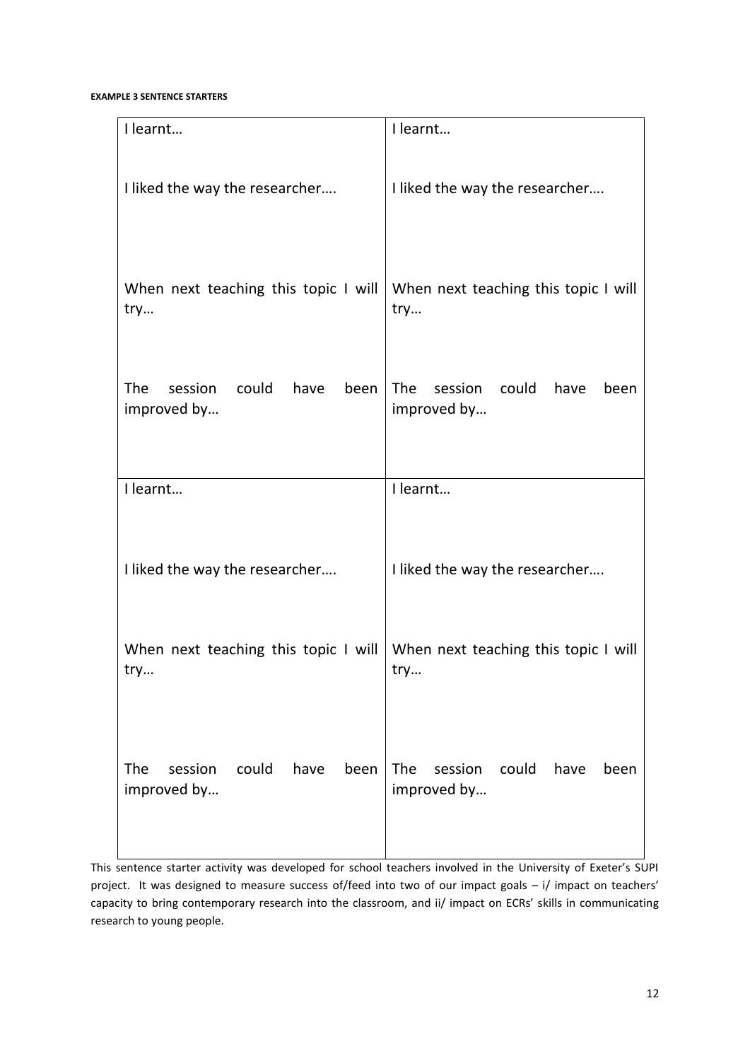**EXAMPLE 3 SENTENCE STARTERS**

| | |
|---|---|
| I learnt…<br><br>I liked the way the researcher….<br><br>When next teaching this topic I will try…<br><br>The session could have been improved by… | I learnt…<br><br>I liked the way the researcher….<br><br>When next teaching this topic I will try…<br><br>The session could have been improved by… |
| I learnt…<br><br>I liked the way the researcher….<br><br>When next teaching this topic I will try…<br><br>The session could have been improved by… | I learnt…<br><br>I liked the way the researcher….<br><br>When next teaching this topic I will try…<br><br>The session could have been improved by… |

This sentence starter activity was developed for school teachers involved in the University of Exeter's SUPI project. It was designed to measure success of/feed into two of our impact goals – i/ impact on teachers' capacity to bring contemporary research into the classroom, and ii/ impact on ECRs' skills in communicating research to young people.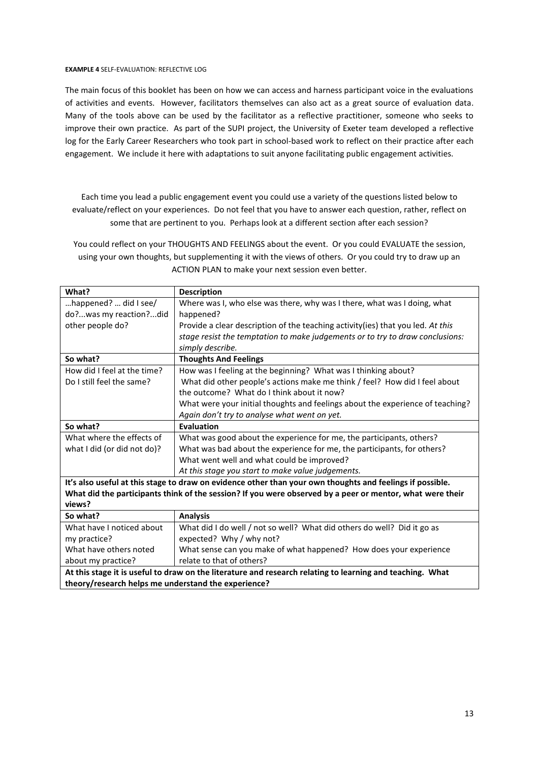**EXAMPLE 4** SELF-EVALUATION: REFLECTIVE LOG

The main focus of this booklet has been on how we can access and harness participant voice in the evaluations of activities and events. However, facilitators themselves can also act as a great source of evaluation data. Many of the tools above can be used by the facilitator as a reflective practitioner, someone who seeks to improve their own practice. As part of the SUPI project, the University of Exeter team developed a reflective log for the Early Career Researchers who took part in school-based work to reflect on their practice after each engagement. We include it here with adaptations to suit anyone facilitating public engagement activities.

Each time you lead a public engagement event you could use a variety of the questions listed below to evaluate/reflect on your experiences. Do not feel that you have to answer each question, rather, reflect on some that are pertinent to you. Perhaps look at a different section after each session?

You could reflect on your THOUGHTS AND FEELINGS about the event. Or you could EVALUATE the session, using your own thoughts, but supplementing it with the views of others. Or you could try to draw up an ACTION PLAN to make your next session even better.

| **What?** | **Description** |
|---|---|
| …happened? … did I see/ do?...was my reaction?...did other people do? | Where was I, who else was there, why was I there, what was I doing, what happened?<br>Provide a clear description of the teaching activity(ies) that you led. *At this stage resist the temptation to make judgements or to try to draw conclusions: simply describe.* |
| **So what?** | **Thoughts And Feelings** |
| How did I feel at the time?<br>Do I still feel the same? | How was I feeling at the beginning? What was I thinking about?<br>What did other people's actions make me think / feel? How did I feel about the outcome? What do I think about it now?<br>What were your initial thoughts and feelings about the experience of teaching?<br>*Again don't try to analyse what went on yet.* |
| **So what?** | **Evaluation** |
| What where the effects of what I did (or did not do)? | What was good about the experience for me, the participants, others?<br>What was bad about the experience for me, the participants, for others?<br>What went well and what could be improved?<br>*At this stage you start to make value judgements.* |
| **It's also useful at this stage to draw on evidence other than your own thoughts and feelings if possible. What did the participants think of the session? If you were observed by a peer or mentor, what were their views?** | |
| **So what?** | **Analysis** |
| What have I noticed about my practice?<br>What have others noted about my practice? | What did I do well / not so well? What did others do well? Did it go as expected? Why / why not?<br>What sense can you make of what happened? How does your experience relate to that of others? |
| **At this stage it is useful to draw on the literature and research relating to learning and teaching. What theory/research helps me understand the experience?** | |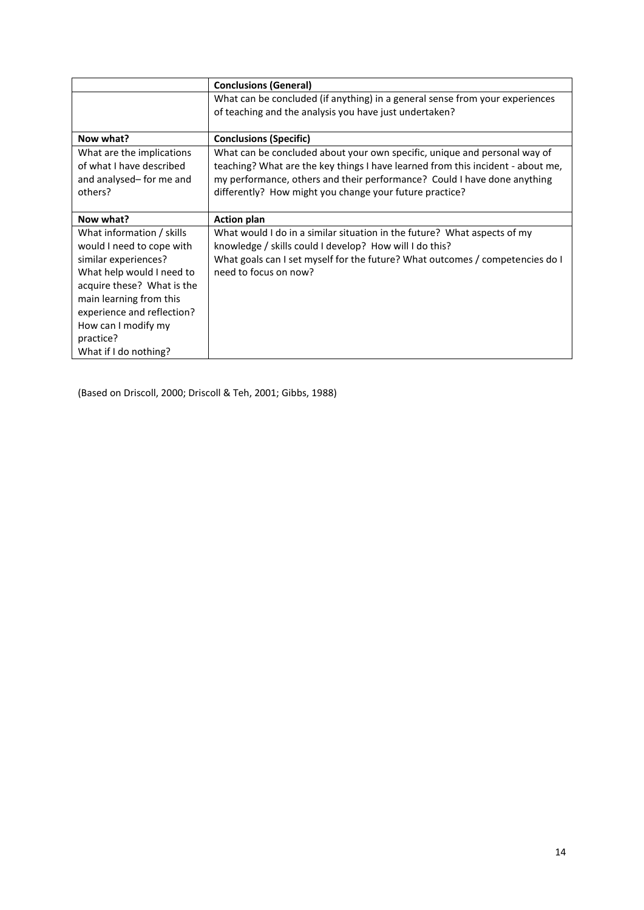| | **Conclusions (General)** |
|---|---|
| | What can be concluded (if anything) in a general sense from your experiences of teaching and the analysis you have just undertaken? |
| **Now what?** | **Conclusions (Specific)** |
| What are the implications of what I have described and analysed– for me and others? | What can be concluded about your own specific, unique and personal way of teaching? What are the key things I have learned from this incident - about me, my performance, others and their performance? Could I have done anything differently? How might you change your future practice? |
| **Now what?** | **Action plan** |
| What information / skills would I need to cope with similar experiences? What help would I need to acquire these? What is the main learning from this experience and reflection? How can I modify my practice? What if I do nothing? | What would I do in a similar situation in the future? What aspects of my knowledge / skills could I develop? How will I do this? What goals can I set myself for the future? What outcomes / competencies do I need to focus on now? |

(Based on Driscoll, 2000; Driscoll & Teh, 2001; Gibbs, 1988)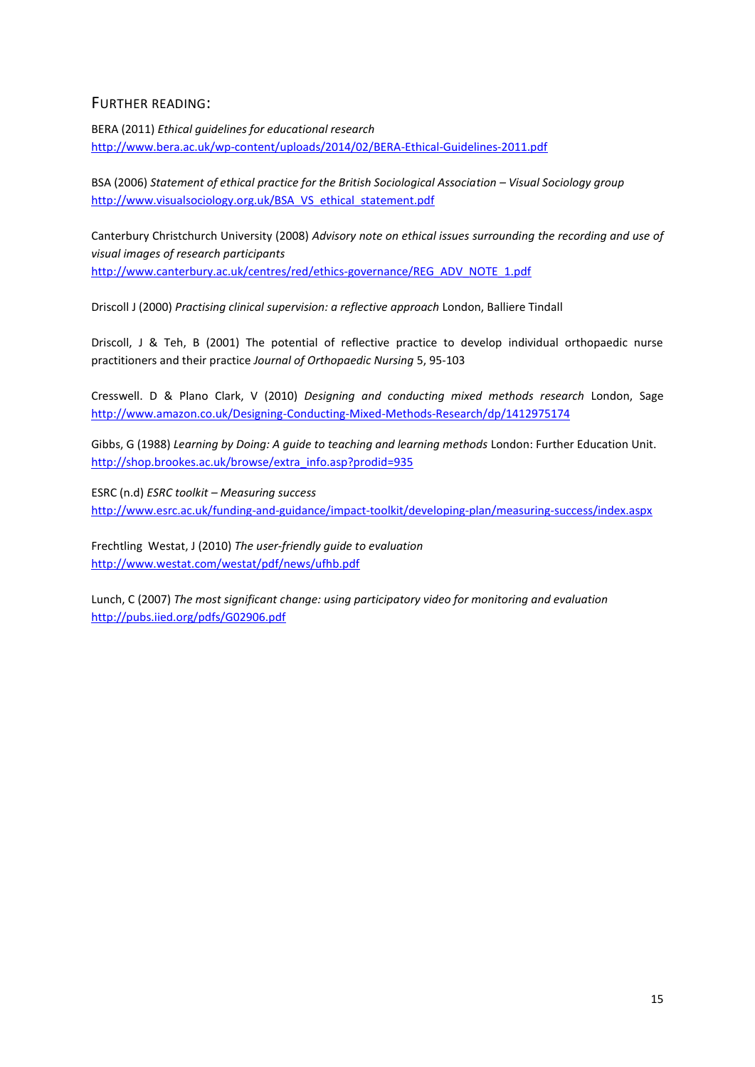## FURTHER READING:

BERA (2011) *Ethical guidelines for educational research*
http://www.bera.ac.uk/wp-content/uploads/2014/02/BERA-Ethical-Guidelines-2011.pdf

BSA (2006) *Statement of ethical practice for the British Sociological Association – Visual Sociology group*
http://www.visualsociology.org.uk/BSA_VS_ethical_statement.pdf

Canterbury Christchurch University (2008) *Advisory note on ethical issues surrounding the recording and use of visual images of research participants*
http://www.canterbury.ac.uk/centres/red/ethics-governance/REG_ADV_NOTE_1.pdf

Driscoll J (2000) *Practising clinical supervision: a reflective approach* London, Balliere Tindall

Driscoll, J & Teh, B (2001) The potential of reflective practice to develop individual orthopaedic nurse practitioners and their practice *Journal of Orthopaedic Nursing* 5, 95-103

Cresswell. D & Plano Clark, V (2010) *Designing and conducting mixed methods research* London, Sage
http://www.amazon.co.uk/Designing-Conducting-Mixed-Methods-Research/dp/1412975174

Gibbs, G (1988) *Learning by Doing: A guide to teaching and learning methods* London: Further Education Unit.
http://shop.brookes.ac.uk/browse/extra_info.asp?prodid=935

ESRC (n.d) *ESRC toolkit – Measuring success*
http://www.esrc.ac.uk/funding-and-guidance/impact-toolkit/developing-plan/measuring-success/index.aspx

Frechtling Westat, J (2010) *The user-friendly guide to evaluation*
http://www.westat.com/westat/pdf/news/ufhb.pdf

Lunch, C (2007) *The most significant change: using participatory video for monitoring and evaluation*
http://pubs.iied.org/pdfs/G02906.pdf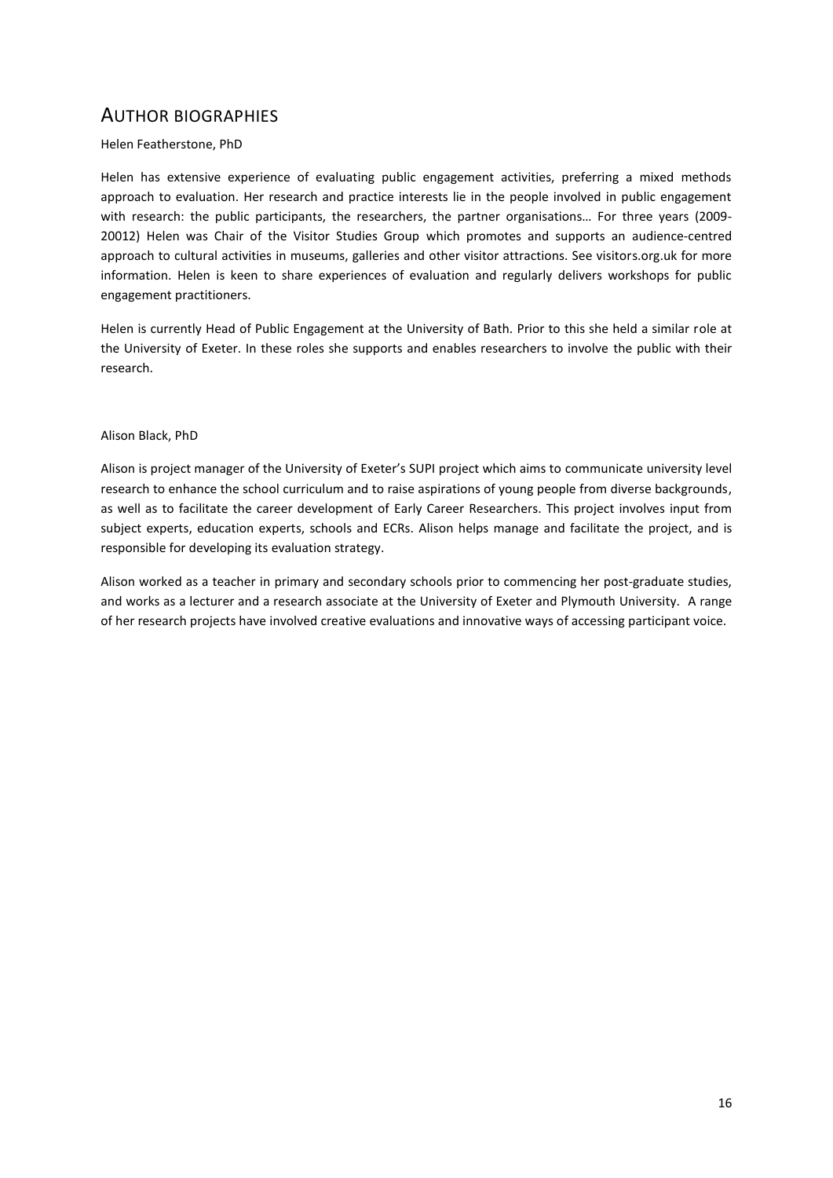## AUTHOR BIOGRAPHIES

Helen Featherstone, PhD

Helen has extensive experience of evaluating public engagement activities, preferring a mixed methods approach to evaluation. Her research and practice interests lie in the people involved in public engagement with research: the public participants, the researchers, the partner organisations… For three years (2009-20012) Helen was Chair of the Visitor Studies Group which promotes and supports an audience-centred approach to cultural activities in museums, galleries and other visitor attractions. See visitors.org.uk for more information. Helen is keen to share experiences of evaluation and regularly delivers workshops for public engagement practitioners.

Helen is currently Head of Public Engagement at the University of Bath. Prior to this she held a similar role at the University of Exeter. In these roles she supports and enables researchers to involve the public with their research.

Alison Black, PhD

Alison is project manager of the University of Exeter's SUPI project which aims to communicate university level research to enhance the school curriculum and to raise aspirations of young people from diverse backgrounds, as well as to facilitate the career development of Early Career Researchers. This project involves input from subject experts, education experts, schools and ECRs. Alison helps manage and facilitate the project, and is responsible for developing its evaluation strategy.

Alison worked as a teacher in primary and secondary schools prior to commencing her post-graduate studies, and works as a lecturer and a research associate at the University of Exeter and Plymouth University. A range of her research projects have involved creative evaluations and innovative ways of accessing participant voice.